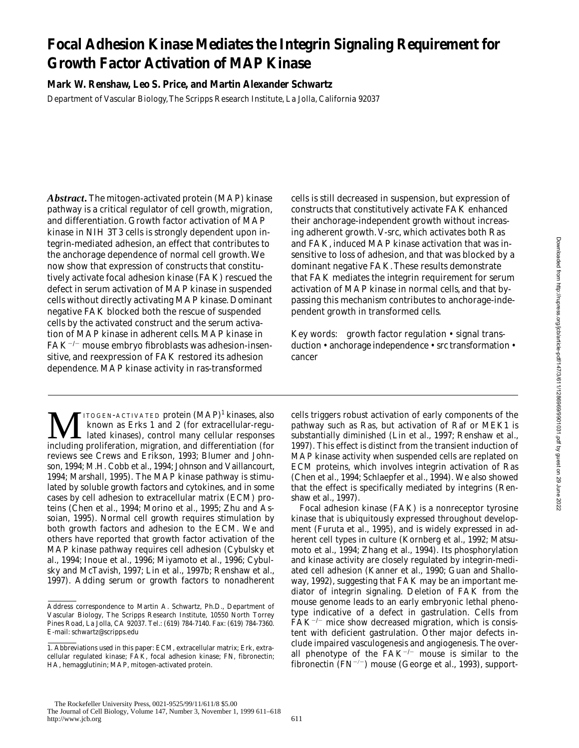# Focal Adhesion Kinase Mediates the Integrin Signaling Requirement for Growth Factor Activation of MAP Kinase

**Mark W. Renshaw, Leo S. Price, and Martin Alexander Schwartz**

Department of Vascular Biology, The Scripps Research Institute, La Jolla, California 92037

***Abstract.*** The mitogen-activated protein (MAP) kinase pathway is a critical regulator of cell growth, migration, and differentiation. Growth factor activation of MAP kinase in NIH 3T3 cells is strongly dependent upon integrin-mediated adhesion, an effect that contributes to the anchorage dependence of normal cell growth. We now show that expression of constructs that constitutively activate focal adhesion kinase (FAK) rescued the defect in serum activation of MAP kinase in suspended cells without directly activating MAP kinase. Dominant negative FAK blocked both the rescue of suspended cells by the activated construct and the serum activation of MAP kinase in adherent cells. MAP kinase in $FAK^{-/-}$ mouse embryo fibroblasts was adhesion-insensitive, and reexpression of FAK restored its adhesion dependence. MAP kinase activity in ras-transformed cells is still decreased in suspension, but expression of constructs that constitutively activate FAK enhanced their anchorage-independent growth without increasing adherent growth. V-src, which activates both Ras and FAK, induced MAP kinase activation that was insensitive to loss of adhesion, and that was blocked by a dominant negative FAK. These results demonstrate that FAK mediates the integrin requirement for serum activation of MAP kinase in normal cells, and that bypassing this mechanism contributes to anchorage-independent growth in transformed cells.

Key words: growth factor regulation • signal transduction • anchorage independence • src transformation • cancer

Mitogen-activated protein (MAP)[1] kinases, also known as Erks 1 and 2 (for extracellular-regulated kinases), control many cellular responses including proliferation, migration, and differentiation (for reviews see Crews and Erikson, 1993; Blumer and Johnson, 1994; M.H. Cobb et al., 1994; Johnson and Vaillancourt, 1994; Marshall, 1995). The MAP kinase pathway is stimulated by soluble growth factors and cytokines, and in some cases by cell adhesion to extracellular matrix (ECM) proteins (Chen et al., 1994; Morino et al., 1995; Zhu and Assoian, 1995). Normal cell growth requires stimulation by both growth factors and adhesion to the ECM. We and others have reported that growth factor activation of the MAP kinase pathway requires cell adhesion (Cybulsky et al., 1994; Inoue et al., 1996; Miyamoto et al., 1996; Cybulsky and McTavish, 1997; Lin et al., 1997b; Renshaw et al., 1997). Adding serum or growth factors to nonadherent cells triggers robust activation of early components of the pathway such as Ras, but activation of Raf or MEK1 is substantially diminished (Lin et al., 1997; Renshaw et al., 1997). This effect is distinct from the transient induction of MAP kinase activity when suspended cells are replated on ECM proteins, which involves integrin activation of Ras (Chen et al., 1994; Schlaepfer et al., 1994). We also showed that the effect is specifically mediated by integrins (Renshaw et al., 1997).

Focal adhesion kinase (FAK) is a nonreceptor tyrosine kinase that is ubiquitously expressed throughout development (Furuta et al., 1995), and is widely expressed in adherent cell types in culture (Kornberg et al., 1992; Matsumoto et al., 1994; Zhang et al., 1994). Its phosphorylation and kinase activity are closely regulated by integrin-mediated cell adhesion (Kanner et al., 1990; Guan and Shalloway, 1992), suggesting that FAK may be an important mediator of integrin signaling. Deletion of FAK from the mouse genome leads to an early embryonic lethal phenotype indicative of a defect in gastrulation. Cells from $FAK^{-/-}$ mice show decreased migration, which is consistent with deficient gastrulation. Other major defects include impaired vasculogenesis and angiogenesis. The overall phenotype of the $FAK^{-/-}$ mouse is similar to the fibronectin ($FN^{-/-}$) mouse (George et al., 1993), support-

Address correspondence to Martin A. Schwartz, Ph.D., Department of Vascular Biology, The Scripps Research Institute, 10550 North Torrey Pines Road, La Jolla, CA 92037. Tel.: (619) 784-7140. Fax: (619) 784-7360. E-mail: schwartz@scripps.edu

1. Abbreviations used in this paper: ECM, extracellular matrix; Erk, extracellular regulated kinase; FAK, focal adhesion kinase; FN, fibronectin; HA, hemagglutinin; MAP, mitogen-activated protein.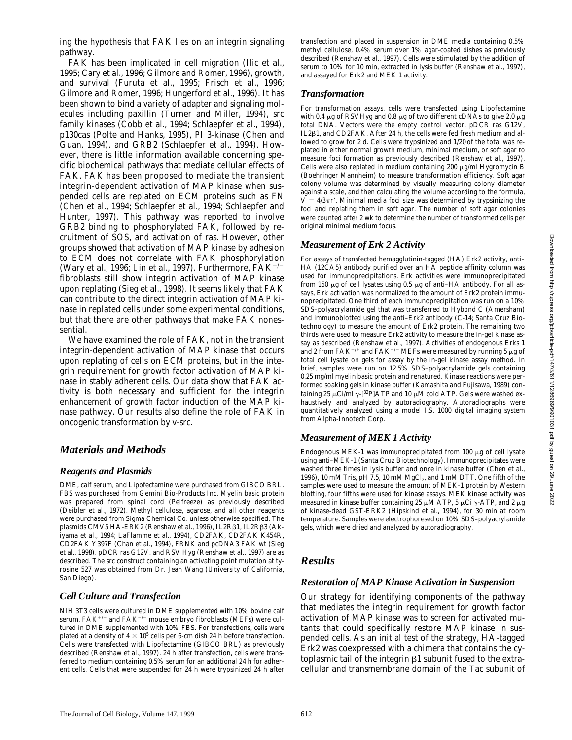ing the hypothesis that FAK lies on an integrin signaling pathway.

FAK has been implicated in cell migration (Ilic et al., 1995; Cary et al., 1996; Gilmore and Romer, 1996), growth, and survival (Furuta et al., 1995; Frisch et al., 1996; Gilmore and Romer, 1996; Hungerford et al., 1996). It has been shown to bind a variety of adapter and signaling molecules including paxillin (Turner and Miller, 1994), src family kinases (Cobb et al., 1994; Schlaepfer et al., 1994), p130cas (Polte and Hanks, 1995), PI 3-kinase (Chen and Guan, 1994), and GRB2 (Schlaepfer et al., 1994). However, there is little information available concerning specific biochemical pathways that mediate cellular effects of FAK. FAK has been proposed to mediate the transient integrin-dependent activation of MAP kinase when suspended cells are replated on ECM proteins such as FN (Chen et al., 1994; Schlaepfer et al., 1994; Schlaepfer and Hunter, 1997). This pathway was reported to involve GRB2 binding to phosphorylated FAK, followed by recruitment of SOS, and activation of ras. However, other groups showed that activation of MAP kinase by adhesion to ECM does not correlate with FAK phosphorylation (Wary et al., 1996; Lin et al., 1997). Furthermore, FAK$^{-/-}$ fibroblasts still show integrin activation of MAP kinase upon replating (Sieg et al., 1998). It seems likely that FAK can contribute to the direct integrin activation of MAP kinase in replated cells under some experimental conditions, but that there are other pathways that make FAK nonessential.

We have examined the role of FAK, not in the transient integrin-dependent activation of MAP kinase that occurs upon replating of cells on ECM proteins, but in the integrin requirement for growth factor activation of MAP kinase in stably adherent cells. Our data show that FAK activity is both necessary and sufficient for the integrin enhancement of growth factor induction of the MAP kinase pathway. Our results also define the role of FAK in oncogenic transformation by v-src.

## Materials and Methods

### Reagents and Plasmids

DME, calf serum, and Lipofectamine were purchased from GIBCO BRL. FBS was purchased from Gemini Bio-Products Inc. Myelin basic protein was prepared from spinal cord (Pelfreeze) as previously described (Deibler et al., 1972). Methyl cellulose, agarose, and all other reagents were purchased from Sigma Chemical Co. unless otherwise specified. The plasmids CMV5 HA-ERK2 (Renshaw et al., 1996), IL2Rβ1, IL2Rβ3 (Akiyama et al., 1994; LaFlamme et al., 1994), CD2FAK, CD2FAK K454R, CD2FAK Y397F (Chan et al., 1994), FRNK and pcDNA3 FAK wt (Sieg et al., 1998), pDCR ras G12V, and RSV Hyg (Renshaw et al., 1997) are as described. The src construct containing an activating point mutation at tyrosine 527 was obtained from Dr. Jean Wang (University of California, San Diego).

### Cell Culture and Transfection

NIH 3T3 cells were cultured in DME supplemented with 10% bovine calf serum. FAK$^{+/+}$ and FAK$^{-/-}$ mouse embryo fibroblasts (MEFs) were cultured in DME supplemented with 10% FBS. For transfections, cells were plated at a density of $4 \times 10^5$ cells per 6-cm dish 24 h before transfection. Cells were transfected with Lipofectamine (GIBCO BRL) as previously described (Renshaw et al., 1997). 24 h after transfection, cells were transferred to medium containing 0.5% serum for an additional 24 h for adherent cells. Cells that were suspended for 24 h were trypsinized 24 h after transfection and placed in suspension in DME media containing 0.5% methyl cellulose, 0.4% serum over 1% agar-coated dishes as previously described (Renshaw et al., 1997). Cells were stimulated by the addition of serum to 10% for 10 min, extracted in lysis buffer (Renshaw et al., 1997), and assayed for Erk2 and MEK 1 activity.

### Transformation

For transformation assays, cells were transfected using Lipofectamine with 0.4 μg of RSVHyg and 0.8 μg of two different cDNAs to give 2.0 μg total DNA. Vectors were the empty control vector, pDCR ras G12V, IL2β1, and CD2FAK. After 24 h, the cells were fed fresh medium and allowed to grow for 2 d. Cells were trypsinized and 1/20 of the total was replated in either normal growth medium, minimal medium, or soft agar to measure foci formation as previously described (Renshaw et al., 1997). Cells were also replated in medium containing 200 μg/ml Hygromycin B (Boehringer Mannheim) to measure transformation efficiency. Soft agar colony volume was determined by visually measuring colony diameter against a scale, and then calculating the volume according to the formula, $V = 4/3\pi r^3$. Minimal media foci size was determined by trypsinizing the foci and replating them in soft agar. The number of soft agar colonies were counted after 2 wk to determine the number of transformed cells per original minimal medium focus.

### Measurement of Erk 2 Activity

For assays of transfected hemagglutinin-tagged (HA) Erk2 activity, anti–HA (12CA5) antibody purified over an HA peptide affinity column was used for immunoprecipitations. Erk activities were immunoprecipitated from 150 μg of cell lysates using 0.5 μg of anti–HA antibody. For all assays, Erk activation was normalized to the amount of Erk2 protein immunoprecipitated. One third of each immunoprecipitation was run on a 10% SDS–polyacrylamide gel that was transferred to Hybond C (Amersham) and immunoblotted using the anti–Erk2 antibody (C-14; Santa Cruz Biotechnology) to measure the amount of Erk2 protein. The remaining two thirds were used to measure Erk2 activity to measure the in-gel kinase assay as described (Renshaw et al., 1997). Activities of endogenous Erks 1 and 2 from FAK$^{+/+}$ and FAK$^{-/-}$ MEFs were measured by running 5 μg of total cell lysate on gels for assay by the in-gel kinase assay method. In brief, samples were run on 12.5% SDS–polyacrylamide gels containing 0.25 mg/ml myelin basic protein and renatured. Kinase reactions were performed soaking gels in kinase buffer (Kamashita and Fujisawa, 1989) containing 25 μCi/ml γ-[$^{32}$P]ATP and 10 μM cold ATP. Gels were washed exhaustively and analyzed by autoradiography. Autoradiographs were quantitatively analyzed using a model I.S. 1000 digital imaging system from Alpha-Innotech Corp.

### Measurement of MEK 1 Activity

Endogenous MEK-1 was immunoprecipitated from 100 μg of cell lysate using anti–MEK-1 (Santa Cruz Biotechnology). Immunoprecipitates were washed three times in lysis buffer and once in kinase buffer (Chen et al., 1996), 10 mM Tris, pH 7.5, 10 mM $MgCl_2$, and 1 mM DTT. One fifth of the samples were used to measure the amount of MEK-1 protein by Western blotting, four fifths were used for kinase assays. MEK kinase activity was measured in kinase buffer containing 25 μM ATP, 5 μCi γ-ATP, and 2 μg of kinase-dead GST-ERK2 (Hipskind et al., 1994), for 30 min at room temperature. Samples were electrophoresed on 10% SDS–polyacrylamide gels, which were dried and analyzed by autoradiography.

## Results

### Restoration of MAP Kinase Activation in Suspension

Our strategy for identifying components of the pathway that mediates the integrin requirement for growth factor activation of MAP kinase was to screen for activated mutants that could specifically restore MAP kinase in suspended cells. As an initial test of the strategy, HA-tagged Erk2 was coexpressed with a chimera that contains the cytoplasmic tail of the integrin β1 subunit fused to the extracellular and transmembrane domain of the Tac subunit of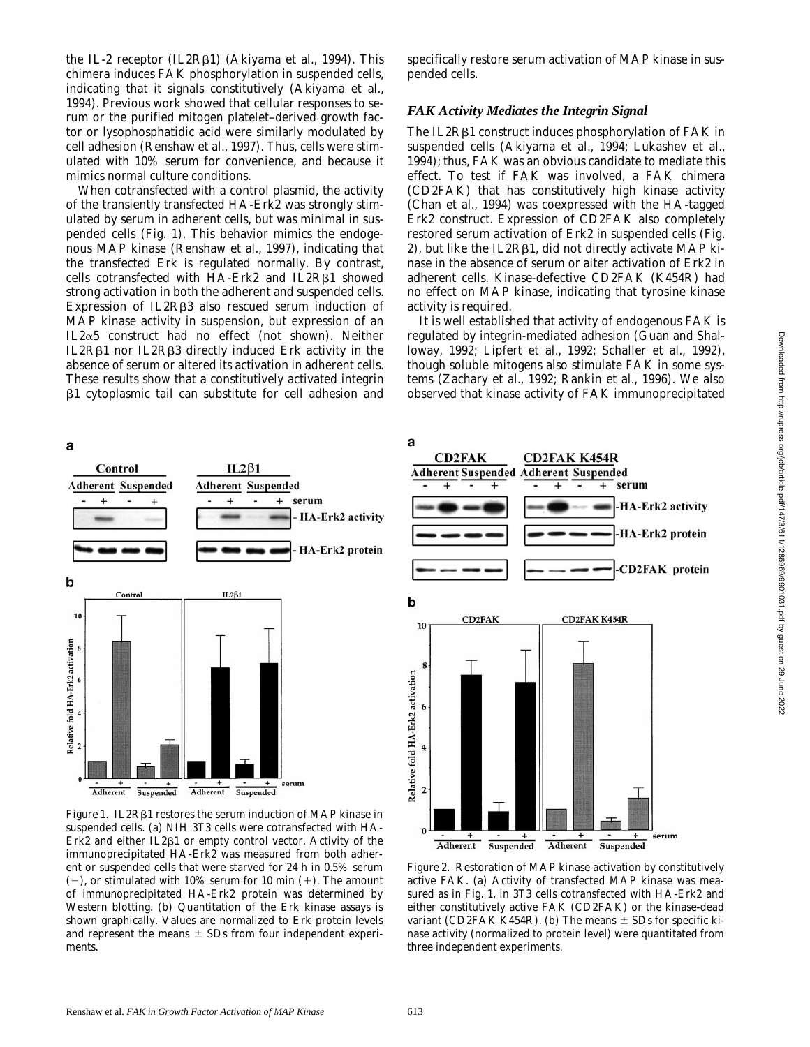the IL-2 receptor (IL2Rβ1) (Akiyama et al., 1994). This chimera induces FAK phosphorylation in suspended cells, indicating that it signals constitutively (Akiyama et al., 1994). Previous work showed that cellular responses to serum or the purified mitogen platelet–derived growth factor or lysophosphatidic acid were similarly modulated by cell adhesion (Renshaw et al., 1997). Thus, cells were stimulated with 10% serum for convenience, and because it mimics normal culture conditions.

When cotransfected with a control plasmid, the activity of the transiently transfected HA-Erk2 was strongly stimulated by serum in adherent cells, but was minimal in suspended cells (Fig. 1). This behavior mimics the endogenous MAP kinase (Renshaw et al., 1997), indicating that the transfected Erk is regulated normally. By contrast, cells cotransfected with HA-Erk2 and IL2Rβ1 showed strong activation in both the adherent and suspended cells. Expression of IL2Rβ3 also rescued serum induction of MAP kinase activity in suspension, but expression of an IL2α5 construct had no effect (not shown). Neither IL2Rβ1 nor IL2Rβ3 directly induced Erk activity in the absence of serum or altered its activation in adherent cells. These results show that a constitutively activated integrin β1 cytoplasmic tail can substitute for cell adhesion and specifically restore serum activation of MAP kinase in suspended cells.

### *FAK Activity Mediates the Integrin Signal*

The IL2Rβ1 construct induces phosphorylation of FAK in suspended cells (Akiyama et al., 1994; Lukashev et al., 1994); thus, FAK was an obvious candidate to mediate this effect. To test if FAK was involved, a FAK chimera (CD2FAK) that has constitutively high kinase activity (Chan et al., 1994) was coexpressed with the HA-tagged Erk2 construct. Expression of CD2FAK also completely restored serum activation of Erk2 in suspended cells (Fig. 2), but like the IL2Rβ1, did not directly activate MAP kinase in the absence of serum or alter activation of Erk2 in adherent cells. Kinase-defective CD2FAK (K454R) had no effect on MAP kinase, indicating that tyrosine kinase activity is required.

It is well established that activity of endogenous FAK is regulated by integrin-mediated adhesion (Guan and Shalloway, 1992; Lipfert et al., 1992; Schaller et al., 1992), though soluble mitogens also stimulate FAK in some systems (Zachary et al., 1992; Rankin et al., 1996). We also observed that kinase activity of FAK immunoprecipitated

Figure 1. IL2Rβ1 restores the serum induction of MAP kinase in suspended cells. (a) NIH 3T3 cells were cotransfected with HA-Erk2 and either IL2β1 or empty control vector. Activity of the immunoprecipitated HA-Erk2 was measured from both adherent or suspended cells that were starved for 24 h in 0.5% serum (−), or stimulated with 10% serum for 10 min (+). The amount of immunoprecipitated HA-Erk2 protein was determined by Western blotting. (b) Quantitation of the Erk kinase assays is shown graphically. Values are normalized to Erk protein levels and represent the means ± SDs from four independent experiments.

Figure 2. Restoration of MAP kinase activation by constitutively active FAK. (a) Activity of transfected MAP kinase was measured as in Fig. 1, in 3T3 cells cotransfected with HA-Erk2 and either constitutively active FAK (CD2FAK) or the kinase-dead variant (CD2FAK K454R). (b) The means ± SDs for specific kinase activity (normalized to protein level) were quantitated from three independent experiments.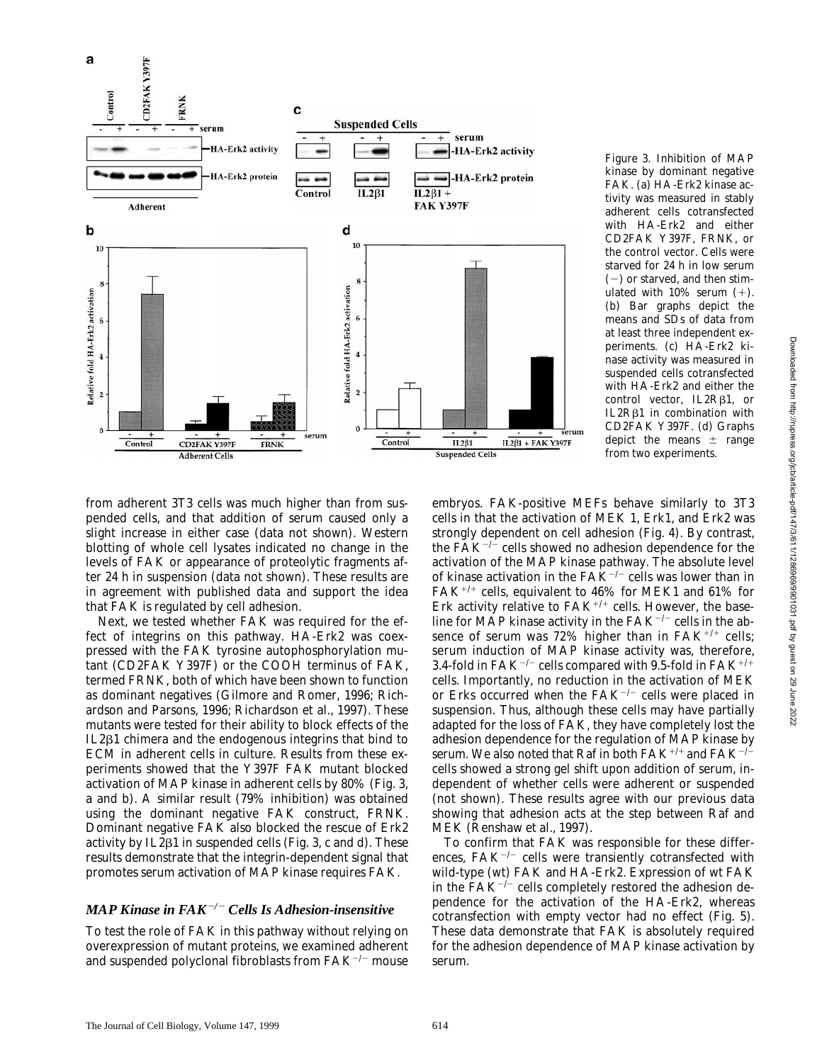Figure 3. Inhibition of MAP kinase by dominant negative FAK. (a) HA-Erk2 kinase activity was measured in stably adherent cells cotransfected with HA-Erk2 and either CD2FAK Y397F, FRNK, or the control vector. Cells were starved for 24 h in low serum (−) or starved, and then stimulated with 10% serum (+). (b) Bar graphs depict the means and SDs of data from at least three independent experiments. (c) HA-Erk2 kinase activity was measured in suspended cells cotransfected with HA-Erk2 and either the control vector, IL2Rβ1, or IL2Rβ1 in combination with CD2FAK Y397F. (d) Graphs depict the means ± range from two experiments.

from adherent 3T3 cells was much higher than from suspended cells, and that addition of serum caused only a slight increase in either case (data not shown). Western blotting of whole cell lysates indicated no change in the levels of FAK or appearance of proteolytic fragments after 24 h in suspension (data not shown). These results are in agreement with published data and support the idea that FAK is regulated by cell adhesion.

Next, we tested whether FAK was required for the effect of integrins on this pathway. HA-Erk2 was coexpressed with the FAK tyrosine autophosphorylation mutant (CD2FAK Y397F) or the COOH terminus of FAK, termed FRNK, both of which have been shown to function as dominant negatives (Gilmore and Romer, 1996; Richardson and Parsons, 1996; Richardson et al., 1997). These mutants were tested for their ability to block effects of the IL2β1 chimera and the endogenous integrins that bind to ECM in adherent cells in culture. Results from these experiments showed that the Y397F FAK mutant blocked activation of MAP kinase in adherent cells by 80% (Fig. 3, a and b). A similar result (79% inhibition) was obtained using the dominant negative FAK construct, FRNK. Dominant negative FAK also blocked the rescue of Erk2 activity by IL2β1 in suspended cells (Fig. 3, c and d). These results demonstrate that the integrin-dependent signal that promotes serum activation of MAP kinase requires FAK.

### *MAP Kinase in FAK$^{-/-}$ Cells Is Adhesion-insensitive*

To test the role of FAK in this pathway without relying on overexpression of mutant proteins, we examined adherent and suspended polyclonal fibroblasts from FAK$^{-/-}$ mouse embryos. FAK-positive MEFs behave similarly to 3T3 cells in that the activation of MEK 1, Erk1, and Erk2 was strongly dependent on cell adhesion (Fig. 4). By contrast, the FAK$^{-/-}$ cells showed no adhesion dependence for the activation of the MAP kinase pathway. The absolute level of kinase activation in the FAK$^{-/-}$ cells was lower than in FAK$^{+/+}$ cells, equivalent to 46% for MEK1 and 61% for Erk activity relative to FAK$^{+/+}$ cells. However, the baseline for MAP kinase activity in the FAK$^{-/-}$ cells in the absence of serum was 72% higher than in FAK$^{+/+}$ cells; serum induction of MAP kinase activity was, therefore, 3.4-fold in FAK$^{-/-}$ cells compared with 9.5-fold in FAK$^{+/+}$ cells. Importantly, no reduction in the activation of MEK or Erks occurred when the FAK$^{-/-}$ cells were placed in suspension. Thus, although these cells may have partially adapted for the loss of FAK, they have completely lost the adhesion dependence for the regulation of MAP kinase by serum. We also noted that Raf in both FAK$^{+/+}$ and FAK$^{-/-}$ cells showed a strong gel shift upon addition of serum, independent of whether cells were adherent or suspended (not shown). These results agree with our previous data showing that adhesion acts at the step between Raf and MEK (Renshaw et al., 1997).

To confirm that FAK was responsible for these differences, FAK$^{-/-}$ cells were transiently cotransfected with wild-type (wt) FAK and HA-Erk2. Expression of wt FAK in the FAK$^{-/-}$ cells completely restored the adhesion dependence for the activation of the HA-Erk2, whereas cotransfection with empty vector had no effect (Fig. 5). These data demonstrate that FAK is absolutely required for the adhesion dependence of MAP kinase activation by serum.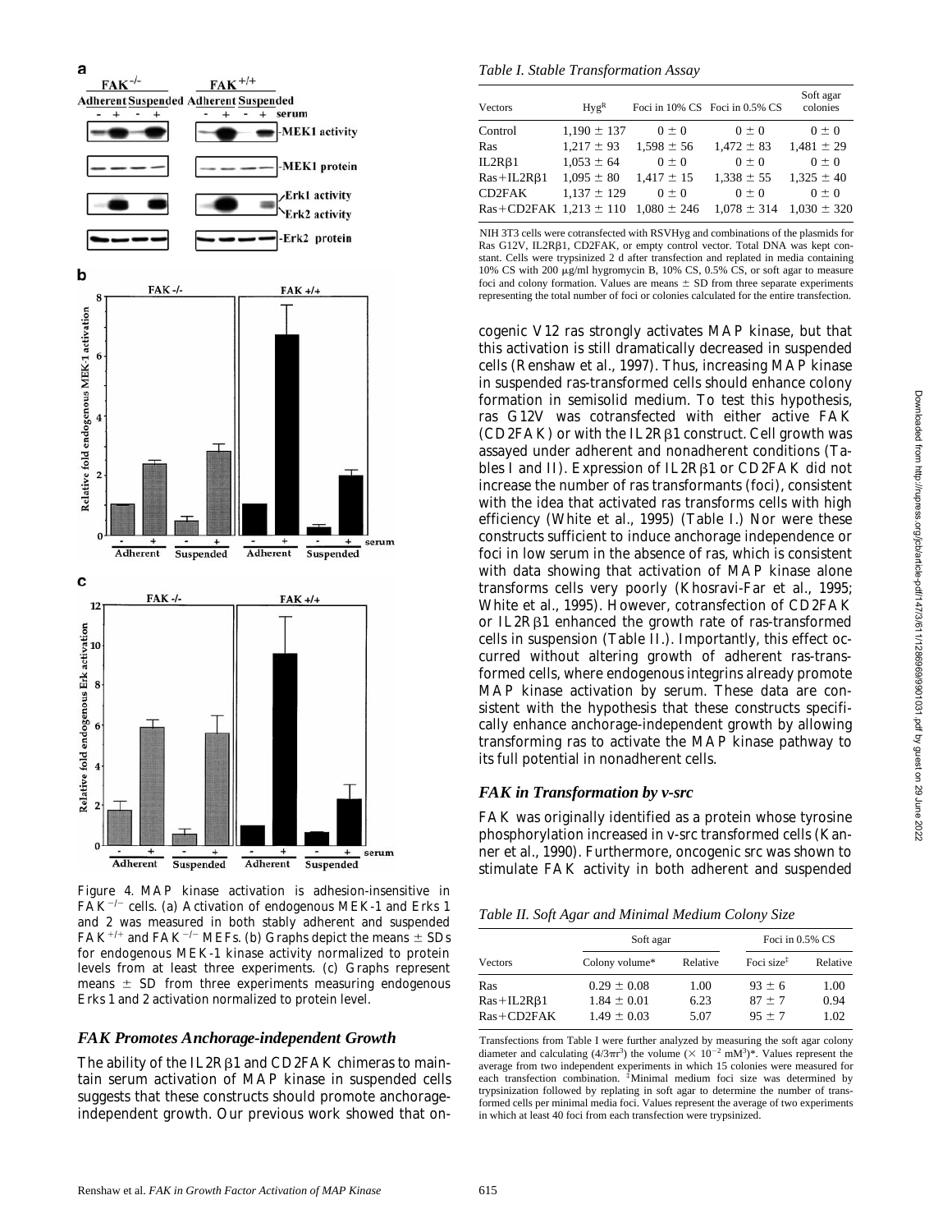Figure 4. MAP kinase activation is adhesion-insensitive in $FAK^{-/-}$ cells. (a) Activation of endogenous MEK-1 and Erks 1 and 2 was measured in both stably adherent and suspended $FAK^{+/+}$ and $FAK^{-/-}$ MEFs. (b) Graphs depict the means ± SDs for endogenous MEK-1 kinase activity normalized to protein levels from at least three experiments. (c) Graphs represent means ± SD from three experiments measuring endogenous Erks 1 and 2 activation normalized to protein level.

### FAK Promotes Anchorage-independent Growth

The ability of the IL2Rβ1 and CD2FAK chimeras to maintain serum activation of MAP kinase in suspended cells suggests that these constructs should promote anchorage-independent growth. Our previous work showed that oncogenic V12 ras strongly activates MAP kinase, but that this activation is still dramatically decreased in suspended cells (Renshaw et al., 1997). Thus, increasing MAP kinase in suspended ras-transformed cells should enhance colony formation in semisolid medium. To test this hypothesis, ras G12V was cotransfected with either active FAK (CD2FAK) or with the IL2Rβ1 construct. Cell growth was assayed under adherent and nonadherent conditions (Tables I and II). Expression of IL2Rβ1 or CD2FAK did not increase the number of ras transformants (foci), consistent with the idea that activated ras transforms cells with high efficiency (White et al., 1995) (Table I.) Nor were these constructs sufficient to induce anchorage independence or foci in low serum in the absence of ras, which is consistent with data showing that activation of MAP kinase alone transforms cells very poorly (Khosravi-Far et al., 1995; White et al., 1995). However, cotransfection of CD2FAK or IL2Rβ1 enhanced the growth rate of ras-transformed cells in suspension (Table II.). Importantly, this effect occurred without altering growth of adherent ras-transformed cells, where endogenous integrins already promote MAP kinase activation by serum. These data are consistent with the hypothesis that these constructs specifically enhance anchorage-independent growth by allowing transforming ras to activate the MAP kinase pathway to its full potential in nonadherent cells.

*Table I. Stable Transformation Assay*

| Vectors | $Hyg^R$ | Foci in 10% CS | Foci in 0.5% CS | Soft agar colonies |
|---|---|---|---|---|
| Control | 1,190 ± 137 | 0 ± 0 | 0 ± 0 | 0 ± 0 |
| Ras | 1,217 ± 93 | 1,598 ± 56 | 1,472 ± 83 | 1,481 ± 29 |
| IL2Rβ1 | 1,053 ± 64 | 0 ± 0 | 0 ± 0 | 0 ± 0 |
| Ras+IL2Rβ1 | 1,095 ± 80 | 1,417 ± 15 | 1,338 ± 55 | 1,325 ± 40 |
| CD2FAK | 1,137 ± 129 | 0 ± 0 | 0 ± 0 | 0 ± 0 |
| Ras+CD2FAK | 1,213 ± 110 | 1,080 ± 246 | 1,078 ± 314 | 1,030 ± 320 |

NIH 3T3 cells were cotransfected with RSVHyg and combinations of the plasmids for Ras G12V, IL2Rβ1, CD2FAK, or empty control vector. Total DNA was kept constant. Cells were trypsinized 2 d after transfection and replated in media containing 10% CS with 200 μg/ml hygromycin B, 10% CS, 0.5% CS, or soft agar to measure foci and colony formation. Values are means ± SD from three separate experiments representing the total number of foci or colonies calculated for the entire transfection.

### FAK in Transformation by v-src

FAK was originally identified as a protein whose tyrosine phosphorylation increased in v-src transformed cells (Kanner et al., 1990). Furthermore, oncogenic src was shown to stimulate FAK activity in both adherent and suspended

*Table II. Soft Agar and Minimal Medium Colony Size*

| | Soft agar | | Foci in 0.5% CS | |
|---|---|---|---|---|
| Vectors | Colony volume* | Relative | Foci size‡ | Relative |
| Ras | 0.29 ± 0.08 | 1.00 | 93 ± 6 | 1.00 |
| Ras+IL2Rβ1 | 1.84 ± 0.01 | 6.23 | 87 ± 7 | 0.94 |
| Ras+CD2FAK | 1.49 ± 0.03 | 5.07 | 95 ± 7 | 1.02 |

Transfections from Table I were further analyzed by measuring the soft agar colony diameter and calculating $(4/3\pi r^3)$ the volume $(\times 10^{-2}\ mM^3)$*. Values represent the average from two independent experiments in which 15 colonies were measured for each transfection combination. ‡Minimal medium foci size was determined by trypsinization followed by replating in soft agar to determine the number of transformed cells per minimal media foci. Values represent the average of two experiments in which at least 40 foci from each transfection were trypsinized.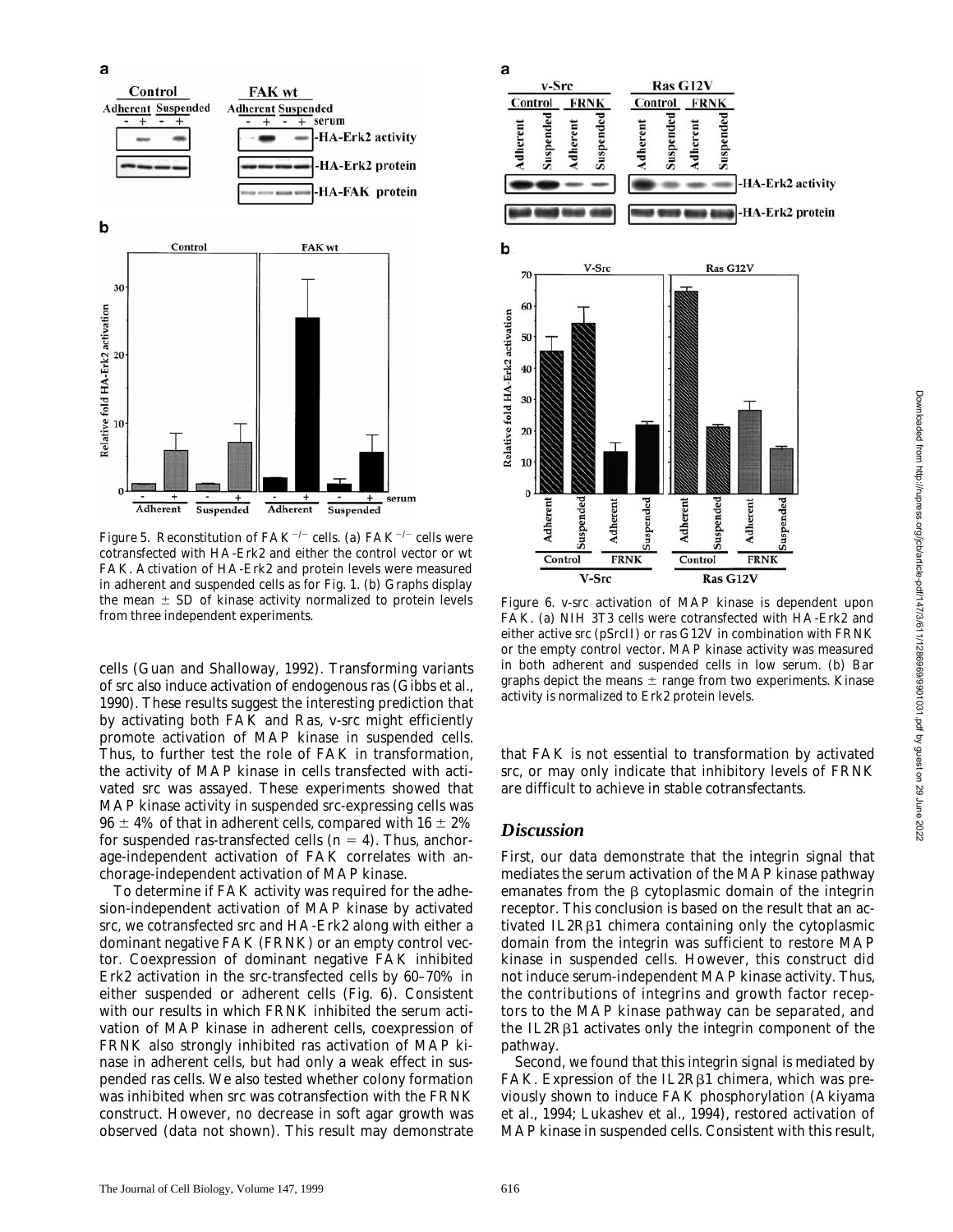Figure 5. Reconstitution of FAK$^{-/-}$ cells. (a) FAK$^{-/-}$ cells were cotransfected with HA-Erk2 and either the control vector or wt FAK. Activation of HA-Erk2 and protein levels were measured in adherent and suspended cells as for Fig. 1. (b) Graphs display the mean ± SD of kinase activity normalized to protein levels from three independent experiments.

Figure 6. v-src activation of MAP kinase is dependent upon FAK. (a) NIH 3T3 cells were cotransfected with HA-Erk2 and either active src (pSrcII) or ras G12V in combination with FRNK or the empty control vector. MAP kinase activity was measured in both adherent and suspended cells in low serum. (b) Bar graphs depict the means ± range from two experiments. Kinase activity is normalized to Erk2 protein levels.

cells (Guan and Shalloway, 1992). Transforming variants of src also induce activation of endogenous ras (Gibbs et al., 1990). These results suggest the interesting prediction that by activating both FAK and Ras, v-src might efficiently promote activation of MAP kinase in suspended cells. Thus, to further test the role of FAK in transformation, the activity of MAP kinase in cells transfected with activated src was assayed. These experiments showed that MAP kinase activity in suspended src-expressing cells was 96 ± 4% of that in adherent cells, compared with 16 ± 2% for suspended ras-transfected cells ($n = 4$). Thus, anchorage-independent activation of FAK correlates with anchorage-independent activation of MAP kinase.

To determine if FAK activity was required for the adhesion-independent activation of MAP kinase by activated src, we cotransfected src and HA-Erk2 along with either a dominant negative FAK (FRNK) or an empty control vector. Coexpression of dominant negative FAK inhibited Erk2 activation in the src-transfected cells by 60–70% in either suspended or adherent cells (Fig. 6). Consistent with our results in which FRNK inhibited the serum activation of MAP kinase in adherent cells, coexpression of FRNK also strongly inhibited ras activation of MAP kinase in adherent cells, but had only a weak effect in suspended ras cells. We also tested whether colony formation was inhibited when src was cotransfection with the FRNK construct. However, no decrease in soft agar growth was observed (data not shown). This result may demonstrate that FAK is not essential to transformation by activated src, or may only indicate that inhibitory levels of FRNK are difficult to achieve in stable cotransfectants.

## Discussion

First, our data demonstrate that the integrin signal that mediates the serum activation of the MAP kinase pathway emanates from the β cytoplasmic domain of the integrin receptor. This conclusion is based on the result that an activated IL2Rβ1 chimera containing only the cytoplasmic domain from the integrin was sufficient to restore MAP kinase in suspended cells. However, this construct did not induce serum-independent MAP kinase activity. Thus, the contributions of integrins and growth factor receptors to the MAP kinase pathway can be separated, and the IL2Rβ1 activates only the integrin component of the pathway.

Second, we found that this integrin signal is mediated by FAK. Expression of the IL2Rβ1 chimera, which was previously shown to induce FAK phosphorylation (Akiyama et al., 1994; Lukashev et al., 1994), restored activation of MAP kinase in suspended cells. Consistent with this result,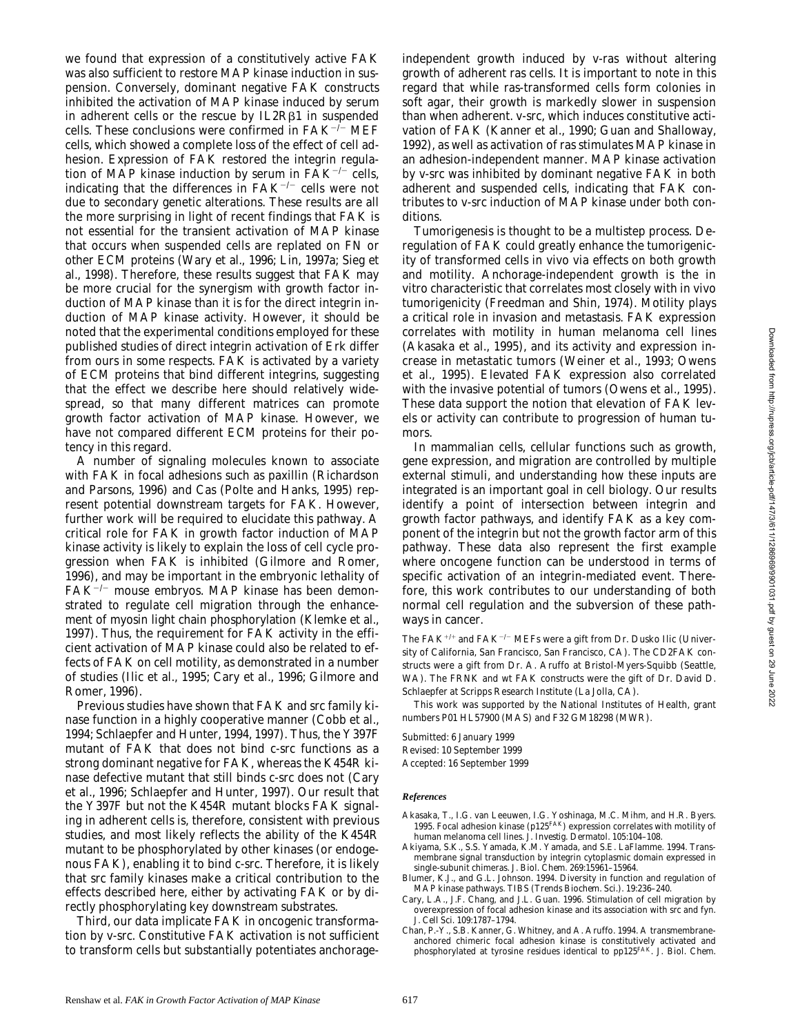we found that expression of a constitutively active FAK was also sufficient to restore MAP kinase induction in suspension. Conversely, dominant negative FAK constructs inhibited the activation of MAP kinase induced by serum in adherent cells or the rescue by IL2R$\beta$1 in suspended cells. These conclusions were confirmed in $FAK^{-/-}$ MEF cells, which showed a complete loss of the effect of cell adhesion. Expression of FAK restored the integrin regulation of MAP kinase induction by serum in $FAK^{-/-}$ cells, indicating that the differences in $FAK^{-/-}$ cells were not due to secondary genetic alterations. These results are all the more surprising in light of recent findings that FAK is not essential for the transient activation of MAP kinase that occurs when suspended cells are replated on FN or other ECM proteins (Wary et al., 1996; Lin, 1997a; Sieg et al., 1998). Therefore, these results suggest that FAK may be more crucial for the synergism with growth factor induction of MAP kinase than it is for the direct integrin induction of MAP kinase activity. However, it should be noted that the experimental conditions employed for these published studies of direct integrin activation of Erk differ from ours in some respects. FAK is activated by a variety of ECM proteins that bind different integrins, suggesting that the effect we describe here should relatively widespread, so that many different matrices can promote growth factor activation of MAP kinase. However, we have not compared different ECM proteins for their potency in this regard.

A number of signaling molecules known to associate with FAK in focal adhesions such as paxillin (Richardson and Parsons, 1996) and Cas (Polte and Hanks, 1995) represent potential downstream targets for FAK. However, further work will be required to elucidate this pathway. A critical role for FAK in growth factor induction of MAP kinase activity is likely to explain the loss of cell cycle progression when FAK is inhibited (Gilmore and Romer, 1996), and may be important in the embryonic lethality of $FAK^{-/-}$ mouse embryos. MAP kinase has been demonstrated to regulate cell migration through the enhancement of myosin light chain phosphorylation (Klemke et al., 1997). Thus, the requirement for FAK activity in the efficient activation of MAP kinase could also be related to effects of FAK on cell motility, as demonstrated in a number of studies (Ilic et al., 1995; Cary et al., 1996; Gilmore and Romer, 1996).

Previous studies have shown that FAK and src family kinase function in a highly cooperative manner (Cobb et al., 1994; Schlaepfer and Hunter, 1994, 1997). Thus, the Y397F mutant of FAK that does not bind c-src functions as a strong dominant negative for FAK, whereas the K454R kinase defective mutant that still binds c-src does not (Cary et al., 1996; Schlaepfer and Hunter, 1997). Our result that the Y397F but not the K454R mutant blocks FAK signaling in adherent cells is, therefore, consistent with previous studies, and most likely reflects the ability of the K454R mutant to be phosphorylated by other kinases (or endogenous FAK), enabling it to bind c-src. Therefore, it is likely that src family kinases make a critical contribution to the effects described here, either by activating FAK or by directly phosphorylating key downstream substrates.

Third, our data implicate FAK in oncogenic transformation by v-src. Constitutive FAK activation is not sufficient to transform cells but substantially potentiates anchorage-independent growth induced by v-ras without altering growth of adherent ras cells. It is important to note in this regard that while ras-transformed cells form colonies in soft agar, their growth is markedly slower in suspension than when adherent. v-src, which induces constitutive activation of FAK (Kanner et al., 1990; Guan and Shalloway, 1992), as well as activation of ras stimulates MAP kinase in an adhesion-independent manner. MAP kinase activation by v-src was inhibited by dominant negative FAK in both adherent and suspended cells, indicating that FAK contributes to v-src induction of MAP kinase under both conditions.

Tumorigenesis is thought to be a multistep process. Deregulation of FAK could greatly enhance the tumorigenicity of transformed cells in vivo via effects on both growth and motility. Anchorage-independent growth is the in vitro characteristic that correlates most closely with in vivo tumorigenicity (Freedman and Shin, 1974). Motility plays a critical role in invasion and metastasis. FAK expression correlates with motility in human melanoma cell lines (Akasaka et al., 1995), and its activity and expression increase in metastatic tumors (Weiner et al., 1993; Owens et al., 1995). Elevated FAK expression also correlated with the invasive potential of tumors (Owens et al., 1995). These data support the notion that elevation of FAK levels or activity can contribute to progression of human tumors.

In mammalian cells, cellular functions such as growth, gene expression, and migration are controlled by multiple external stimuli, and understanding how these inputs are integrated is an important goal in cell biology. Our results identify a point of intersection between integrin and growth factor pathways, and identify FAK as a key component of the integrin but not the growth factor arm of this pathway. These data also represent the first example where oncogene function can be understood in terms of specific activation of an integrin-mediated event. Therefore, this work contributes to our understanding of both normal cell regulation and the subversion of these pathways in cancer.

The $FAK^{+/+}$ and $FAK^{-/-}$ MEFs were a gift from Dr. Dusko Ilic (University of California, San Francisco, San Francisco, CA). The CD2FAK constructs were a gift from Dr. A. Aruffo at Bristol-Myers-Squibb (Seattle, WA). The FRNK and wt FAK constructs were the gift of Dr. David D. Schlaepfer at Scripps Research Institute (La Jolla, CA).

This work was supported by the National Institutes of Health, grant numbers P01 HL57900 (MAS) and F32 GM18298 (MWR).

Submitted: 6 January 1999
Revised: 10 September 1999
Accepted: 16 September 1999

### References

Akasaka, T., I.G. van Leeuwen, I.G. Yoshinaga, M.C. Mihm, and H.R. Byers. 1995. Focal adhesion kinase ($p125^{FAK}$) expression correlates with motility of human melanoma cell lines. *J. Investig. Dermatol.* 105:104–108.

Akiyama, S.K., S.S. Yamada, K.M. Yamada, and S.E. LaFlamme. 1994. Transmembrane signal transduction by integrin cytoplasmic domain expressed in single-subunit chimeras. *J. Biol. Chem.* 269:15961–15964.

Blumer, K.J., and G.L. Johnson. 1994. Diversity in function and regulation of MAP kinase pathways. *TIBS (Trends Biochem. Sci.).* 19:236–240.

Cary, L.A., J.F. Chang, and J.L. Guan. 1996. Stimulation of cell migration by overexpression of focal adhesion kinase and its association with src and fyn. *J. Cell Sci.* 109:1787–1794.

Chan, P.-Y., S.B. Kanner, G. Whitney, and A. Aruffo. 1994. A transmembrane-anchored chimeric focal adhesion kinase is constitutively activated and phosphorylated at tyrosine residues identical to $pp125^{FAK}$. *J. Biol. Chem.*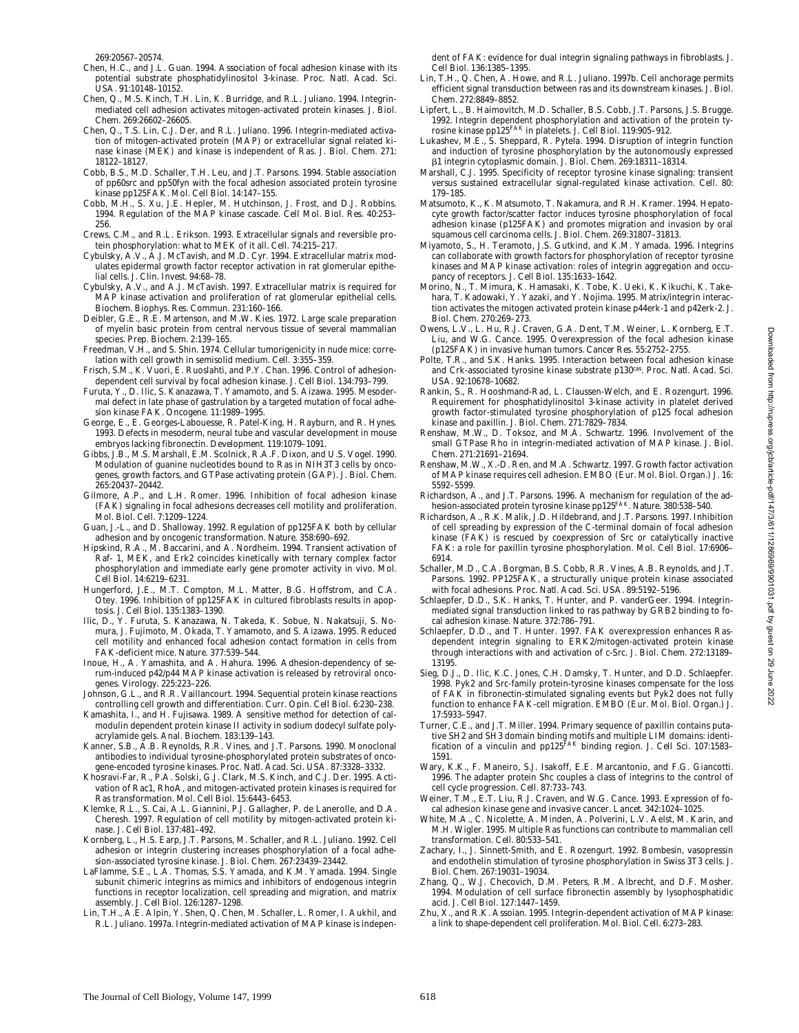269:20567–20574.

Chen, H.C., and J.L. Guan. 1994. Association of focal adhesion kinase with its potential substrate phosphatidylinositol 3-kinase. Proc. Natl. Acad. Sci. USA. 91:10148–10152.

Chen, Q., M.S. Kinch, T.H. Lin, K. Burridge, and R.L. Juliano. 1994. Integrin-mediated cell adhesion activates mitogen-activated protein kinases. J. Biol. Chem. 269:26602–26605.

Chen, Q., T.S. Lin, C.J. Der, and R.L. Juliano. 1996. Integrin-mediated activation of mitogen-activated protein (MAP) or extracellular signal related kinase kinase (MEK) and kinase is independent of Ras. J. Biol. Chem. 271: 18122–18127.

Cobb, B.S., M.D. Schaller, T.H. Leu, and J.T. Parsons. 1994. Stable association of pp60src and pp50fyn with the focal adhesion associated protein tyrosine kinase pp125FAK. Mol. Cell Biol. 14:147–155.

Cobb, M.H., S. Xu, J.E. Hepler, M. Hutchinson, J. Frost, and D.J. Robbins. 1994. Regulation of the MAP kinase cascade. Cell Mol. Biol. Res. 40:253–256.

Crews, C.M., and R.L. Erikson. 1993. Extracellular signals and reversible protein phosphorylation: what to MEK of it all. Cell. 74:215–217.

Cybulsky, A.V., A.J. McTavish, and M.D. Cyr. 1994. Extracellular matrix modulates epidermal growth factor receptor activation in rat glomerular epithelial cells. J. Clin. Invest. 94:68–78.

Cybulsky, A.V., and A.J. McTavish. 1997. Extracellular matrix is required for MAP kinase activation and proliferation of rat glomerular epithelial cells. Biochem. Biophys. Res. Commun. 231:160–166.

Deibler, G.E., R.E. Martenson, and M.W. Kies. 1972. Large scale preparation of myelin basic protein from central nervous tissue of several mammalian species. Prep. Biochem. 2:139–165.

Freedman, V.H., and S. Shin. 1974. Cellular tumorigenicity in nude mice: correlation with cell growth in semisolid medium. Cell. 3:355–359.

Frisch, S.M., K. Vuori, E. Ruoslahti, and P.Y. Chan. 1996. Control of adhesion-dependent cell survival by focal adhesion kinase. J. Cell Biol. 134:793–799.

Furuta, Y., D. Ilic, S. Kanazawa, T. Yamamoto, and S. Aizawa. 1995. Mesodermal defect in late phase of gastrulation by a targeted mutation of focal adhesion kinase FAK. Oncogene. 11:1989–1995.

George, E., E. Georges-Labouesse, R. Patel-King, H. Rayburn, and R. Hynes. 1993. Defects in mesoderm, neural tube and vascular development in mouse embryos lacking fibronectin. Development. 119:1079–1091.

Gibbs, J.B., M.S. Marshall, E.M. Scolnick, R.A.F. Dixon, and U.S. Vogel. 1990. Modulation of guanine nucleotides bound to Ras in NIH3T3 cells by oncogenes, growth factors, and GTPase activating protein (GAP). J. Biol. Chem. 265:20437–20442.

Gilmore, A.P., and L.H. Romer. 1996. Inhibition of focal adhesion kinase (FAK) signaling in focal adhesions decreases cell motility and proliferation. Mol. Biol. Cell. 7:1209–1224.

Guan, J.-L., and D. Shalloway. 1992. Regulation of pp125FAK both by cellular adhesion and by oncogenic transformation. Nature. 358:690–692.

Hipskind, R.A., M. Baccarini, and A. Nordheim. 1994. Transient activation of Raf- 1, MEK, and Erk2 coincides kinetically with ternary complex factor phosphorylation and immediate early gene promoter activity in vivo. Mol. Cell Biol. 14:6219–6231.

Hungerford, J.E., M.T. Compton, M.L. Matter, B.G. Hoffstrom, and C.A. Otey. 1996. Inhibition of pp125FAK in cultured fibroblasts results in apoptosis. J. Cell Biol. 135:1383–1390.

Ilic, D., Y. Furuta, S. Kanazawa, N. Takeda, K. Sobue, N. Nakatsuji, S. Nomura, J. Fujimoto, M. Okada, T. Yamamoto, and S. Aizawa. 1995. Reduced cell motility and enhanced focal adhesion contact formation in cells from FAK-deficient mice. Nature. 377:539–544.

Inoue, H., A. Yamashita, and A. Hahura. 1996. Adhesion-dependency of serum-induced p42/p44 MAP kinase activation is released by retroviral oncogenes. Virology. 225:223–226.

Johnson, G.L., and R.R. Vaillancourt. 1994. Sequential protein kinase reactions controlling cell growth and differentiation. Curr. Opin. Cell Biol. 6:230–238.

Kamashita, I., and H. Fujisawa. 1989. A sensitive method for detection of calmodulin dependent protein kinase II activity in sodium dodecyl sulfate polyacrylamide gels. Anal. Biochem. 183:139–143.

Kanner, S.B., A.B. Reynolds, R.R. Vines, and J.T. Parsons. 1990. Monoclonal antibodies to individual tyrosine-phosphorylated protein substrates of oncogene-encoded tyrosine kinases. Proc. Natl. Acad. Sci. USA. 87:3328–3332.

Khosravi-Far, R., P.A. Solski, G.J. Clark, M.S. Kinch, and C.J. Der. 1995. Activation of Rac1, RhoA, and mitogen-activated protein kinases is required for Ras transformation. Mol. Cell Biol. 15:6443–6453.

Klemke, R.L., S. Cai, A.L. Giannini, P.J. Gallagher, P. de Lanerolle, and D.A. Cheresh. 1997. Regulation of cell motility by mitogen-activated protein kinase. J. Cell Biol. 137:481–492.

Kornberg, L., H.S. Earp, J.T. Parsons, M. Schaller, and R.L. Juliano. 1992. Cell adhesion or integrin clustering increases phosphorylation of a focal adhesion-associated tyrosine kinase. J. Biol. Chem. 267:23439–23442.

LaFlamme, S.E., L.A. Thomas, S.S. Yamada, and K.M. Yamada. 1994. Single subunit chimeric integrins as mimics and inhibitors of endogenous integrin functions in receptor localization, cell spreading and migration, and matrix assembly. J. Cell Biol. 126:1287–1298.

Lin, T.H., A.E. Alpin, Y. Shen, Q. Chen, M. Schaller, L. Romer, I. Aukhil, and R.L. Juliano. 1997a. Integrin-mediated activation of MAP kinase is independent of FAK: evidence for dual integrin signaling pathways in fibroblasts. J. Cell Biol. 136:1385–1395.

Lin, T.H., Q. Chen, A. Howe, and R.L. Juliano. 1997b. Cell anchorage permits efficient signal transduction between ras and its downstream kinases. J. Biol. Chem. 272:8849–8852.

Lipfert, L., B. Haimovitch, M.D. Schaller, B.S. Cobb, J.T. Parsons, J.S. Brugge. 1992. Integrin dependent phosphorylation and activation of the protein tyrosine kinase pp125$^{FAK}$ in platelets. J. Cell Biol. 119:905–912.

Lukashev, M.E., S. Sheppard, R. Pytela. 1994. Disruption of integrin function and induction of tyrosine phosphorylation by the autonomously expressed β1 integrin cytoplasmic domain. J. Biol. Chem. 269:18311–18314.

Marshall, C.J. 1995. Specificity of receptor tyrosine kinase signaling: transient versus sustained extracellular signal-regulated kinase activation. Cell. 80: 179–185.

Matsumoto, K., K. Matsumoto, T. Nakamura, and R.H. Kramer. 1994. Hepatocyte growth factor/scatter factor induces tyrosine phosphorylation of focal adhesion kinase (p125FAK) and promotes migration and invasion by oral squamous cell carcinoma cells. J. Biol. Chem. 269:31807–31813.

Miyamoto, S., H. Teramoto, J.S. Gutkind, and K.M. Yamada. 1996. Integrins can collaborate with growth factors for phosphorylation of receptor tyrosine kinases and MAP kinase activation: roles of integrin aggregation and occupancy of receptors. J. Cell Biol. 135:1633–1642.

Morino, N., T. Mimura, K. Hamasaki, K. Tobe, K. Ueki, K. Kikuchi, K. Takehara, T. Kadowaki, Y. Yazaki, and Y. Nojima. 1995. Matrix/integrin interaction activates the mitogen activated protein kinase p44erk-1 and p42erk-2. J. Biol. Chem. 270:269–273.

Owens, L.V., L. Hu, R.J. Craven, G.A. Dent, T.M. Weiner, L. Kornberg, E.T. Liu, and W.G. Cance. 1995. Overexpression of the focal adhesion kinase (p125FAK) in invasive human tumors. Cancer Res. 55:2752–2755.

Polte, T.R., and S.K. Hanks. 1995. Interaction between focal adhesion kinase and Crk-associated tyrosine kinase substrate p130$^{cas}$. Proc. Natl. Acad. Sci. USA. 92:10678–10682.

Rankin, S., R. Hooshmand-Rad, L. Claussen-Welch, and E. Rozengurt. 1996. Requirement for phosphatidylinositol 3-kinase activity in platelet derived growth factor-stimulated tyrosine phosphorylation of p125 focal adhesion kinase and paxillin. J. Biol. Chem. 271:7829–7834.

Renshaw, M.W., D. Toksoz, and M.A. Schwartz. 1996. Involvement of the small GTPase Rho in integrin-mediated activation of MAP kinase. J. Biol. Chem. 271:21691–21694.

Renshaw, M.W., X.-D. Ren, and M.A. Schwartz. 1997. Growth factor activation of MAP kinase requires cell adhesion. EMBO (Eur. Mol. Biol. Organ.) J. 16: 5592–5599.

Richardson, A., and J.T. Parsons. 1996. A mechanism for regulation of the adhesion-associated protein tyrosine kinase pp125$^{FAK}$. Nature. 380:538–540.

Richardson, A., R.K. Malik, J.D. Hildebrand, and J.T. Parsons. 1997. Inhibition of cell spreading by expression of the C-terminal domain of focal adhesion kinase (FAK) is rescued by coexpression of Src or catalytically inactive FAK: a role for paxillin tyrosine phosphorylation. Mol. Cell Biol. 17:6906–6914.

Schaller, M.D., C.A. Borgman, B.S. Cobb, R.R. Vines, A.B. Reynolds, and J.T. Parsons. 1992. PP125FAK, a structurally unique protein kinase associated with focal adhesions. Proc. Natl. Acad. Sci. USA. 89:5192–5196.

Schlaepfer, D.D., S.K. Hanks, T. Hunter, and P. vanderGeer. 1994. Integrin-mediated signal transduction linked to ras pathway by GRB2 binding to focal adhesion kinase. Nature. 372:786–791.

Schlaepfer, D.D., and T. Hunter. 1997. FAK overexpression enhances Ras-dependent integrin signaling to ERK2/mitogen-activated protein kinase through interactions with and activation of c-Src. J. Biol. Chem. 272:13189–13195.

Sieg, D.J., D. Ilic, K.C. Jones, C.H. Damsky, T. Hunter, and D.D. Schlaepfer. 1998. Pyk2 and Src-family protein-tyrosine kinases compensate for the loss of FAK in fibronectin-stimulated signaling events but Pyk2 does not fully function to enhance FAK-cell migration. EMBO (Eur. Mol. Biol. Organ.) J. 17:5933–5947.

Turner, C.E., and J.T. Miller. 1994. Primary sequence of paxillin contains putative SH2 and SH3 domain binding motifs and multiple LIM domains: identification of a vinculin and pp125$^{FAK}$ binding region. J. Cell Sci. 107:1583–1591.

Wary, K.K., F. Maneiro, S.J. Isakoff, E.E. Marcantonio, and F.G. Giancotti. 1996. The adapter protein Shc couples a class of integrins to the control of cell cycle progression. Cell. 87:733–743.

Weiner, T.M., E.T. Liu, R.J. Craven, and W.G. Cance. 1993. Expression of focal adhesion kinase gene and invasive cancer. Lancet. 342:1024–1025.

White, M.A., C. Nicolette, A. Minden, A. Polverini, L.V. Aelst, M. Karin, and M.H. Wigler. 1995. Multiple Ras functions can contribute to mammalian cell transformation. Cell. 80:533–541.

Zachary, I., J. Sinnett-Smith, and E. Rozengurt. 1992. Bombesin, vasopressin and endothelin stimulation of tyrosine phosphorylation in Swiss 3T3 cells. J. Biol. Chem. 267:19031–19034.

Zhang, Q., W.J. Checovich, D.M. Peters, R.M. Albrecht, and D.F. Mosher. 1994. Modulation of cell surface fibronectin assembly by lysophosphatidic acid. J. Cell Biol. 127:1447–1459.

Zhu, X., and R.K. Assoian. 1995. Integrin-dependent activation of MAP kinase: a link to shape-dependent cell proliferation. Mol. Biol. Cell. 6:273–283.